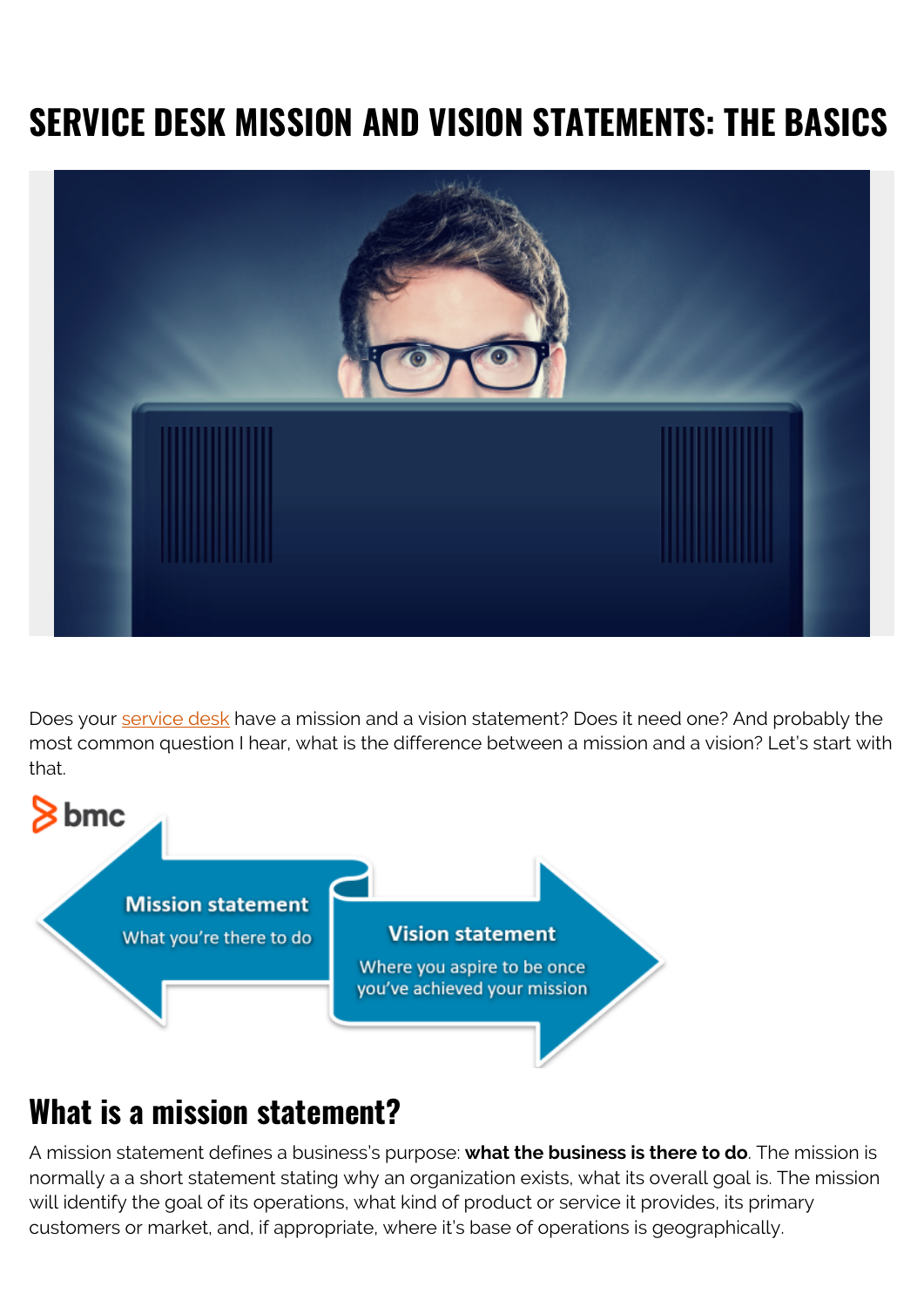# SERVICE DESK MISSION AND VISION STATEMENTS: THE BASICS

Does your service desk have a mission and a vision statement? Does it need one? And probably the most common question I hear, what is the difference between a mission and a vision? Let's start with that.

**Mission statement** – What you're there to do

**Vision statement** – Where you aspire to be once you've achieved your mission

## What is a mission statement?

A mission statement defines a business's purpose: **what the business is there to do**. The mission is normally a a short statement stating why an organization exists, what its overall goal is. The mission will identify the goal of its operations, what kind of product or service it provides, its primary customers or market, and, if appropriate, where it's base of operations is geographically.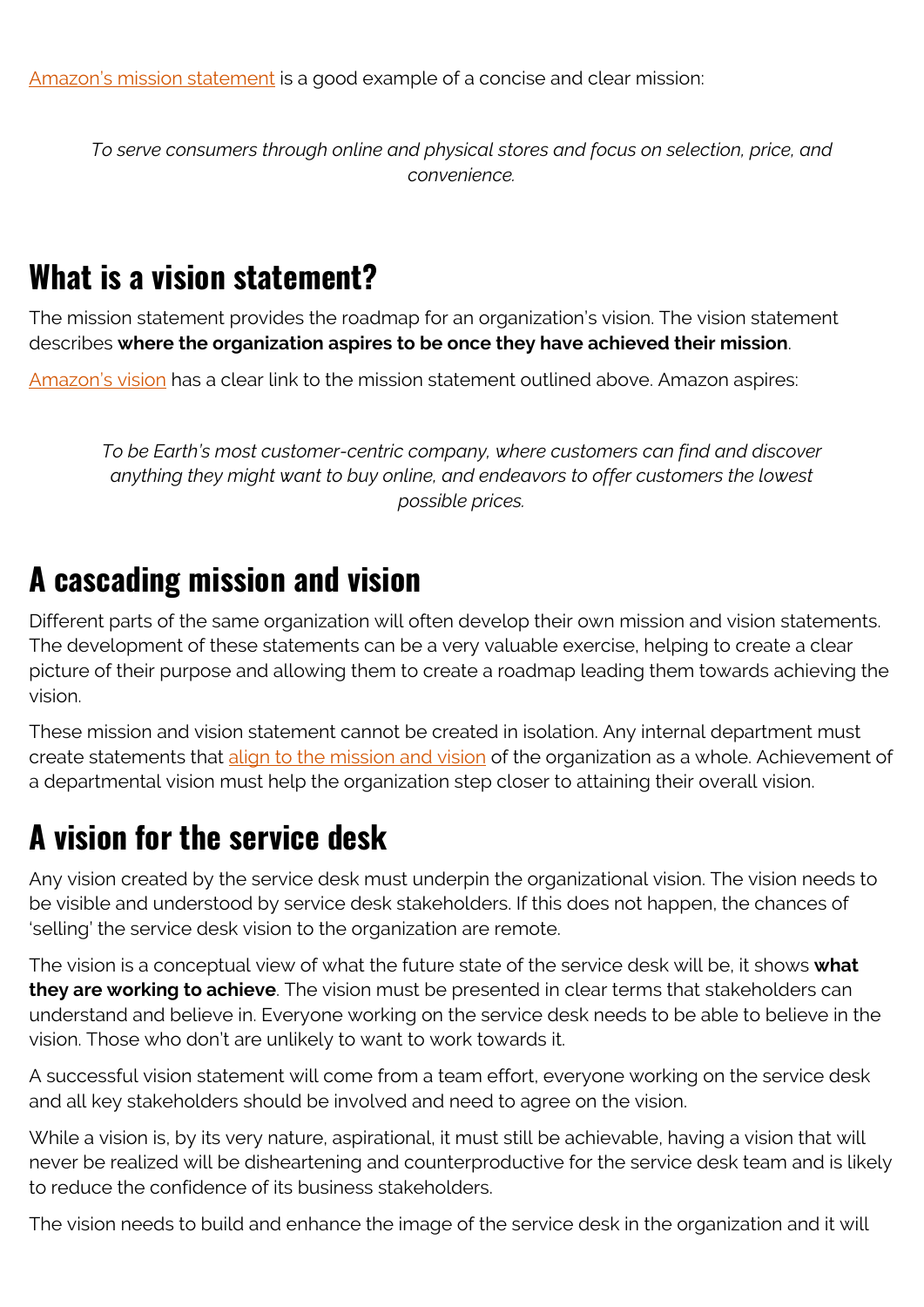[Amazon's mission statement](#) is a good example of a concise and clear mission:

> *To serve consumers through online and physical stores and focus on selection, price, and convenience.*

## What is a vision statement?

The mission statement provides the roadmap for an organization's vision. The vision statement describes **where the organization aspires to be once they have achieved their mission**.

[Amazon's vision](#) has a clear link to the mission statement outlined above. Amazon aspires:

> *To be Earth's most customer-centric company, where customers can find and discover anything they might want to buy online, and endeavors to offer customers the lowest possible prices.*

## A cascading mission and vision

Different parts of the same organization will often develop their own mission and vision statements. The development of these statements can be a very valuable exercise, helping to create a clear picture of their purpose and allowing them to create a roadmap leading them towards achieving the vision.

These mission and vision statement cannot be created in isolation. Any internal department must create statements that [align to the mission and vision](#) of the organization as a whole. Achievement of a departmental vision must help the organization step closer to attaining their overall vision.

## A vision for the service desk

Any vision created by the service desk must underpin the organizational vision. The vision needs to be visible and understood by service desk stakeholders. If this does not happen, the chances of 'selling' the service desk vision to the organization are remote.

The vision is a conceptual view of what the future state of the service desk will be, it shows **what they are working to achieve**. The vision must be presented in clear terms that stakeholders can understand and believe in. Everyone working on the service desk needs to be able to believe in the vision. Those who don't are unlikely to want to work towards it.

A successful vision statement will come from a team effort, everyone working on the service desk and all key stakeholders should be involved and need to agree on the vision.

While a vision is, by its very nature, aspirational, it must still be achievable, having a vision that will never be realized will be disheartening and counterproductive for the service desk team and is likely to reduce the confidence of its business stakeholders.

The vision needs to build and enhance the image of the service desk in the organization and it will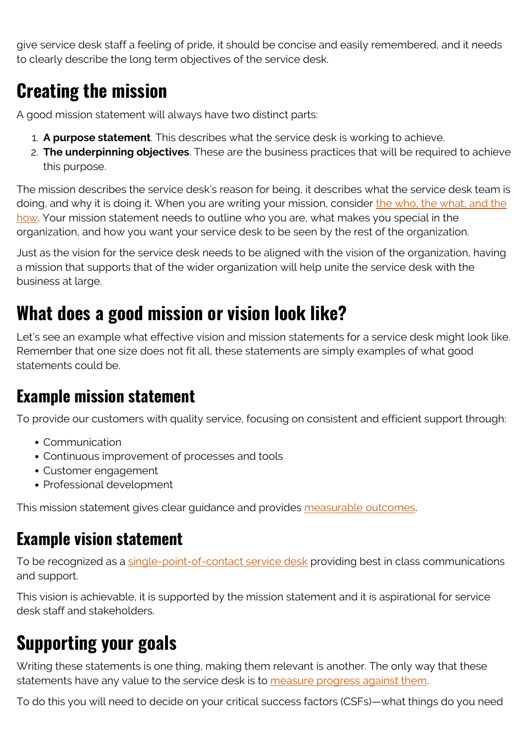give service desk staff a feeling of pride, it should be concise and easily remembered, and it needs to clearly describe the long term objectives of the service desk.

## Creating the mission

A good mission statement will always have two distinct parts:

1. **A purpose statement**. This describes what the service desk is working to achieve.
2. **The underpinning objectives**. These are the business practices that will be required to achieve this purpose.

The mission describes the service desk's reason for being, it describes what the service desk team is doing, and why it is doing it. When you are writing your mission, consider the who, the what, and the how. Your mission statement needs to outline who you are, what makes you special in the organization, and how you want your service desk to be seen by the rest of the organization.

Just as the vision for the service desk needs to be aligned with the vision of the organization, having a mission that supports that of the wider organization will help unite the service desk with the business at large.

## What does a good mission or vision look like?

Let's see an example what effective vision and mission statements for a service desk might look like. Remember that one size does not fit all, these statements are simply examples of what good statements could be.

### Example mission statement

To provide our customers with quality service, focusing on consistent and efficient support through:

- Communication
- Continuous improvement of processes and tools
- Customer engagement
- Professional development

This mission statement gives clear guidance and provides measurable outcomes.

### Example vision statement

To be recognized as a single-point-of-contact service desk providing best in class communications and support.

This vision is achievable, it is supported by the mission statement and it is aspirational for service desk staff and stakeholders.

## Supporting your goals

Writing these statements is one thing, making them relevant is another. The only way that these statements have any value to the service desk is to measure progress against them.

To do this you will need to decide on your critical success factors (CSFs)—what things do you need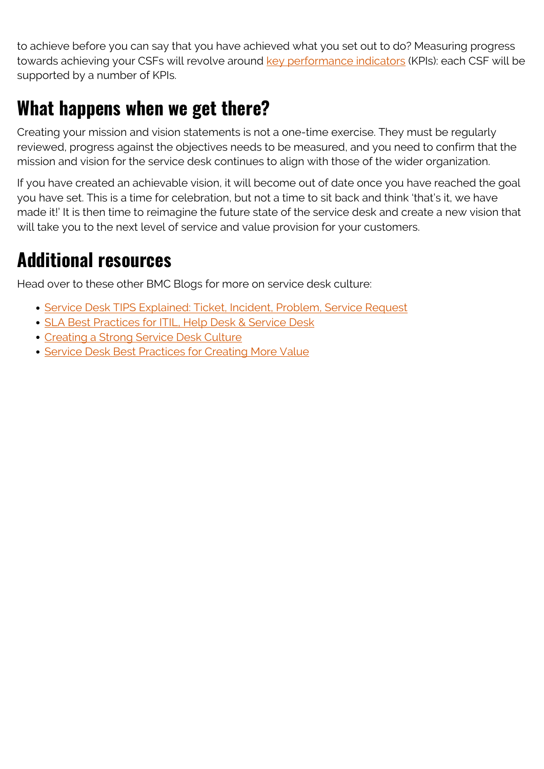to achieve before you can say that you have achieved what you set out to do? Measuring progress towards achieving your CSFs will revolve around key performance indicators (KPIs): each CSF will be supported by a number of KPIs.

## What happens when we get there?

Creating your mission and vision statements is not a one-time exercise. They must be regularly reviewed, progress against the objectives needs to be measured, and you need to confirm that the mission and vision for the service desk continues to align with those of the wider organization.

If you have created an achievable vision, it will become out of date once you have reached the goal you have set. This is a time for celebration, but not a time to sit back and think 'that's it, we have made it!' It is then time to reimagine the future state of the service desk and create a new vision that will take you to the next level of service and value provision for your customers.

## Additional resources

Head over to these other BMC Blogs for more on service desk culture:

- Service Desk TIPS Explained: Ticket, Incident, Problem, Service Request
- SLA Best Practices for ITIL, Help Desk & Service Desk
- Creating a Strong Service Desk Culture
- Service Desk Best Practices for Creating More Value